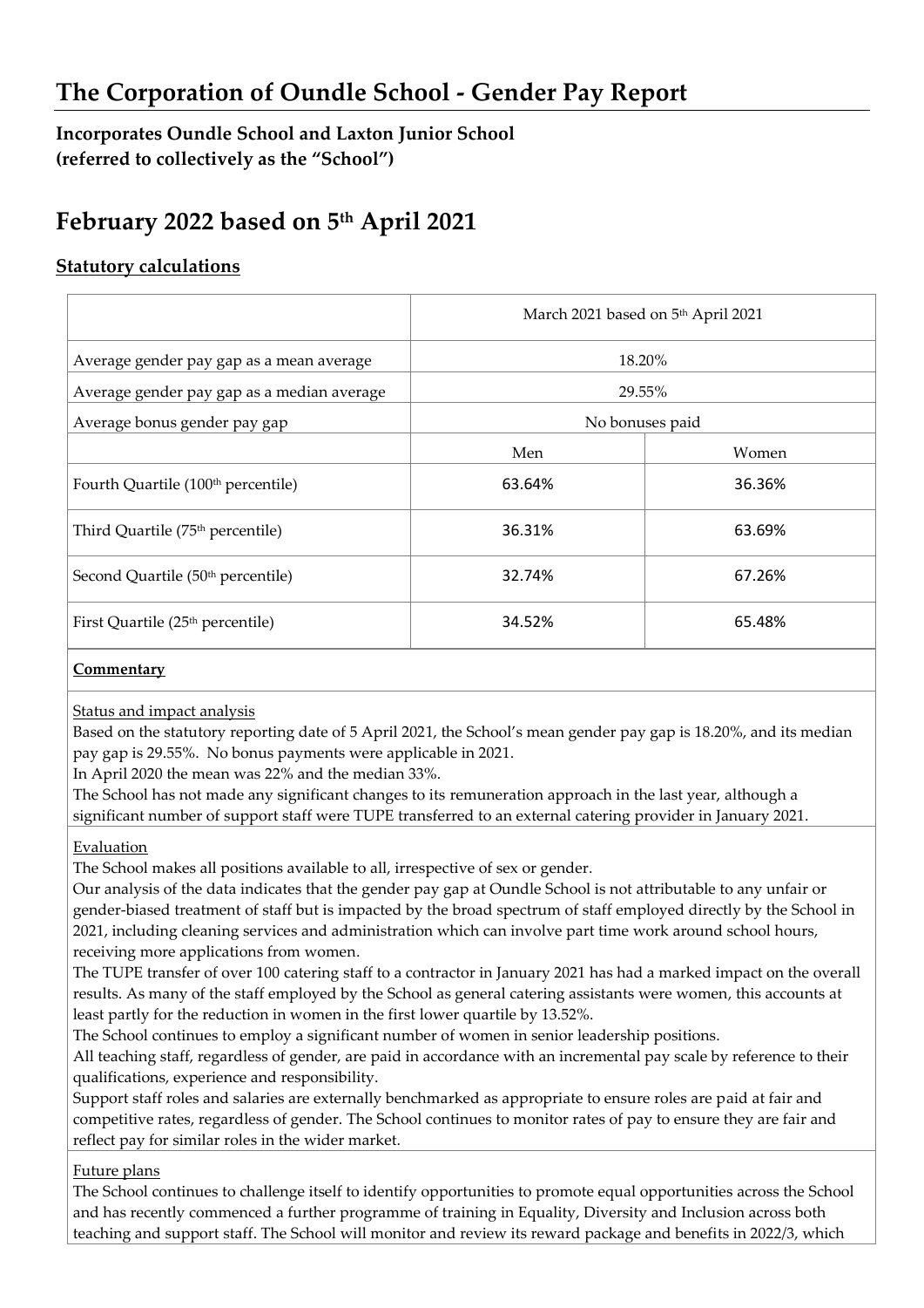# The Corporation of Oundle School - Gender Pay Report

**Incorporates Oundle School and Laxton Junior School (referred to collectively as the "School")**

# February 2022 based on 5th April 2021

## Statutory calculations

| | March 2021 based on 5th April 2021 | |
|---|---|---|
| Average gender pay gap as a mean average | 18.20% | |
| Average gender pay gap as a median average | 29.55% | |
| Average bonus gender pay gap | No bonuses paid | |
| | Men | Women |
| Fourth Quartile (100th percentile) | 63.64% | 36.36% |
| Third Quartile (75th percentile) | 36.31% | 63.69% |
| Second Quartile (50th percentile) | 32.74% | 67.26% |
| First Quartile (25th percentile) | 34.52% | 65.48% |

**Commentary**

Status and impact analysis

Based on the statutory reporting date of 5 April 2021, the School's mean gender pay gap is 18.20%, and its median pay gap is 29.55%. No bonus payments were applicable in 2021.

In April 2020 the mean was 22% and the median 33%.

The School has not made any significant changes to its remuneration approach in the last year, although a significant number of support staff were TUPE transferred to an external catering provider in January 2021.

Evaluation

The School makes all positions available to all, irrespective of sex or gender.

Our analysis of the data indicates that the gender pay gap at Oundle School is not attributable to any unfair or gender-biased treatment of staff but is impacted by the broad spectrum of staff employed directly by the School in 2021, including cleaning services and administration which can involve part time work around school hours, receiving more applications from women.

The TUPE transfer of over 100 catering staff to a contractor in January 2021 has had a marked impact on the overall results. As many of the staff employed by the School as general catering assistants were women, this accounts at least partly for the reduction in women in the first lower quartile by 13.52%.

The School continues to employ a significant number of women in senior leadership positions.

All teaching staff, regardless of gender, are paid in accordance with an incremental pay scale by reference to their qualifications, experience and responsibility.

Support staff roles and salaries are externally benchmarked as appropriate to ensure roles are paid at fair and competitive rates, regardless of gender. The School continues to monitor rates of pay to ensure they are fair and reflect pay for similar roles in the wider market.

Future plans

The School continues to challenge itself to identify opportunities to promote equal opportunities across the School and has recently commenced a further programme of training in Equality, Diversity and Inclusion across both teaching and support staff. The School will monitor and review its reward package and benefits in 2022/3, which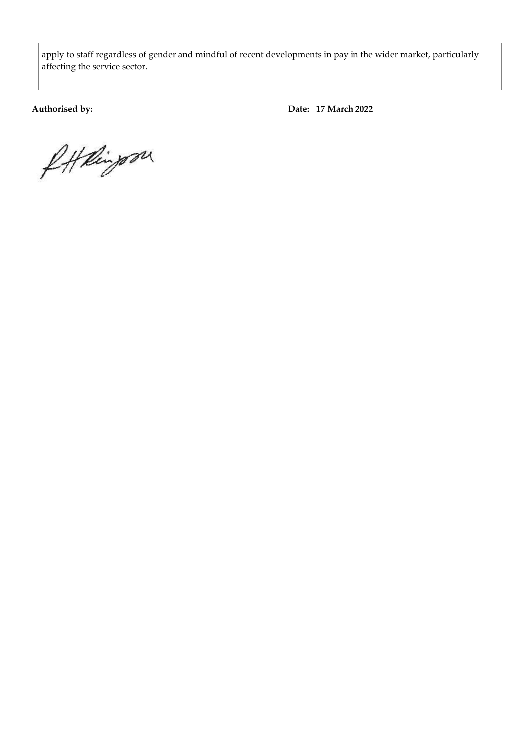| |
|---|
| apply to staff regardless of gender and mindful of recent developments in pay in the wider market, particularly affecting the service sector. |

**Authorised by:** **Date: 17 March 2022**